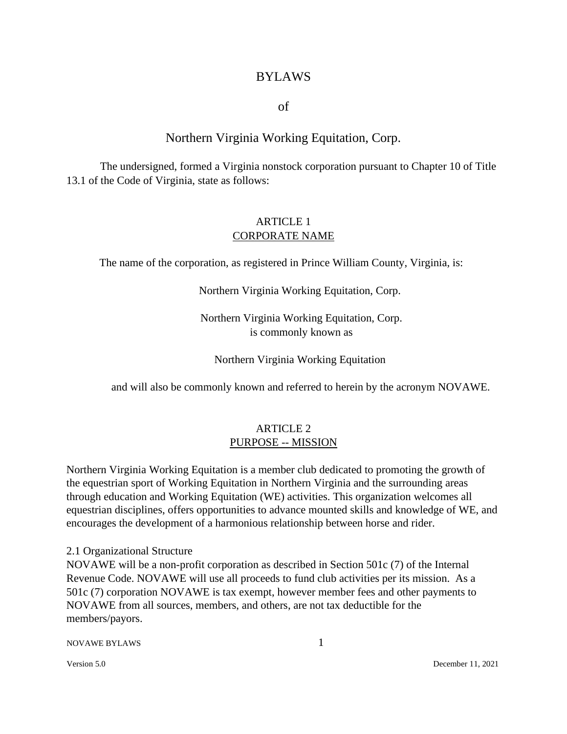# BYLAWS

of

## Northern Virginia Working Equitation, Corp.

The undersigned, formed a Virginia nonstock corporation pursuant to Chapter 10 of Title 13.1 of the Code of Virginia, state as follows:

### ARTICLE 1
### CORPORATE NAME

The name of the corporation, as registered in Prince William County, Virginia, is:

Northern Virginia Working Equitation, Corp.

Northern Virginia Working Equitation, Corp.
is commonly known as

Northern Virginia Working Equitation

and will also be commonly known and referred to herein by the acronym NOVAWE.

### ARTICLE 2
### PURPOSE -- MISSION

Northern Virginia Working Equitation is a member club dedicated to promoting the growth of the equestrian sport of Working Equitation in Northern Virginia and the surrounding areas through education and Working Equitation (WE) activities. This organization welcomes all equestrian disciplines, offers opportunities to advance mounted skills and knowledge of WE, and encourages the development of a harmonious relationship between horse and rider.

2.1 Organizational Structure
NOVAWE will be a non-profit corporation as described in Section 501c (7) of the Internal Revenue Code. NOVAWE will use all proceeds to fund club activities per its mission. As a 501c (7) corporation NOVAWE is tax exempt, however member fees and other payments to NOVAWE from all sources, members, and others, are not tax deductible for the members/payors.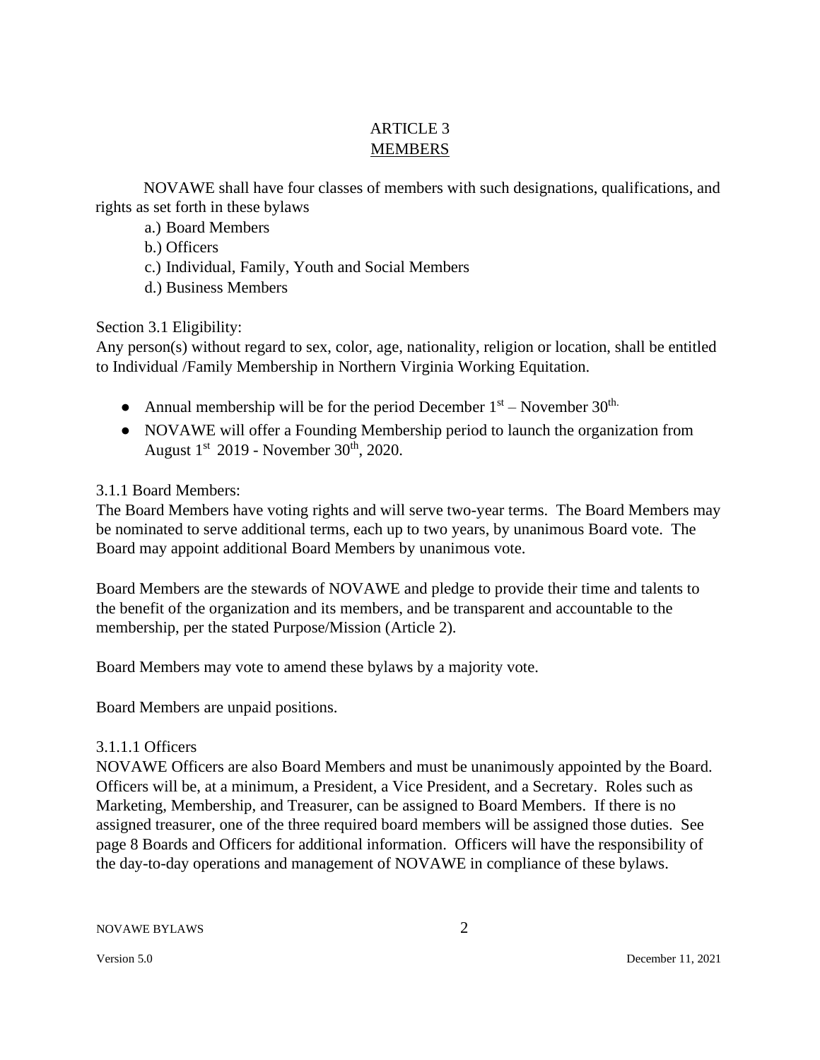# ARTICLE 3
## MEMBERS

NOVAWE shall have four classes of members with such designations, qualifications, and rights as set forth in these bylaws

a.) Board Members
b.) Officers
c.) Individual, Family, Youth and Social Members
d.) Business Members

Section 3.1 Eligibility:
Any person(s) without regard to sex, color, age, nationality, religion or location, shall be entitled to Individual /Family Membership in Northern Virginia Working Equitation.

- Annual membership will be for the period December 1st – November 30th.
- NOVAWE will offer a Founding Membership period to launch the organization from August 1st 2019 - November 30th, 2020.

3.1.1 Board Members:
The Board Members have voting rights and will serve two-year terms. The Board Members may be nominated to serve additional terms, each up to two years, by unanimous Board vote. The Board may appoint additional Board Members by unanimous vote.

Board Members are the stewards of NOVAWE and pledge to provide their time and talents to the benefit of the organization and its members, and be transparent and accountable to the membership, per the stated Purpose/Mission (Article 2).

Board Members may vote to amend these bylaws by a majority vote.

Board Members are unpaid positions.

3.1.1.1 Officers
NOVAWE Officers are also Board Members and must be unanimously appointed by the Board. Officers will be, at a minimum, a President, a Vice President, and a Secretary. Roles such as Marketing, Membership, and Treasurer, can be assigned to Board Members. If there is no assigned treasurer, one of the three required board members will be assigned those duties. See page 8 Boards and Officers for additional information. Officers will have the responsibility of the day-to-day operations and management of NOVAWE in compliance of these bylaws.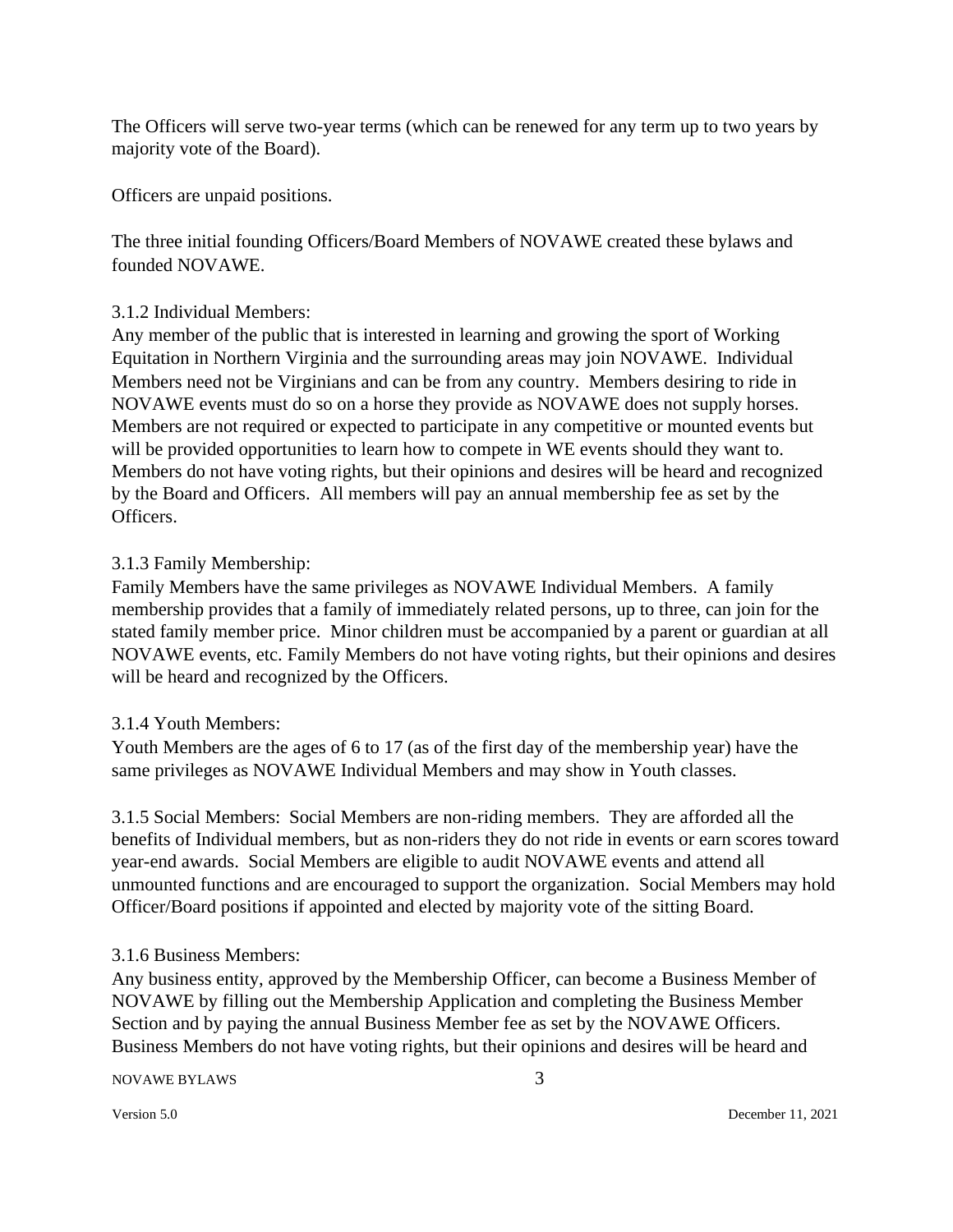The Officers will serve two-year terms (which can be renewed for any term up to two years by majority vote of the Board).

Officers are unpaid positions.

The three initial founding Officers/Board Members of NOVAWE created these bylaws and founded NOVAWE.

3.1.2 Individual Members:
Any member of the public that is interested in learning and growing the sport of Working Equitation in Northern Virginia and the surrounding areas may join NOVAWE. Individual Members need not be Virginians and can be from any country. Members desiring to ride in NOVAWE events must do so on a horse they provide as NOVAWE does not supply horses. Members are not required or expected to participate in any competitive or mounted events but will be provided opportunities to learn how to compete in WE events should they want to. Members do not have voting rights, but their opinions and desires will be heard and recognized by the Board and Officers. All members will pay an annual membership fee as set by the Officers.

3.1.3 Family Membership:
Family Members have the same privileges as NOVAWE Individual Members. A family membership provides that a family of immediately related persons, up to three, can join for the stated family member price. Minor children must be accompanied by a parent or guardian at all NOVAWE events, etc. Family Members do not have voting rights, but their opinions and desires will be heard and recognized by the Officers.

3.1.4 Youth Members:
Youth Members are the ages of 6 to 17 (as of the first day of the membership year) have the same privileges as NOVAWE Individual Members and may show in Youth classes.

3.1.5 Social Members: Social Members are non-riding members. They are afforded all the benefits of Individual members, but as non-riders they do not ride in events or earn scores toward year-end awards. Social Members are eligible to audit NOVAWE events and attend all unmounted functions and are encouraged to support the organization. Social Members may hold Officer/Board positions if appointed and elected by majority vote of the sitting Board.

3.1.6 Business Members:
Any business entity, approved by the Membership Officer, can become a Business Member of NOVAWE by filling out the Membership Application and completing the Business Member Section and by paying the annual Business Member fee as set by the NOVAWE Officers. Business Members do not have voting rights, but their opinions and desires will be heard and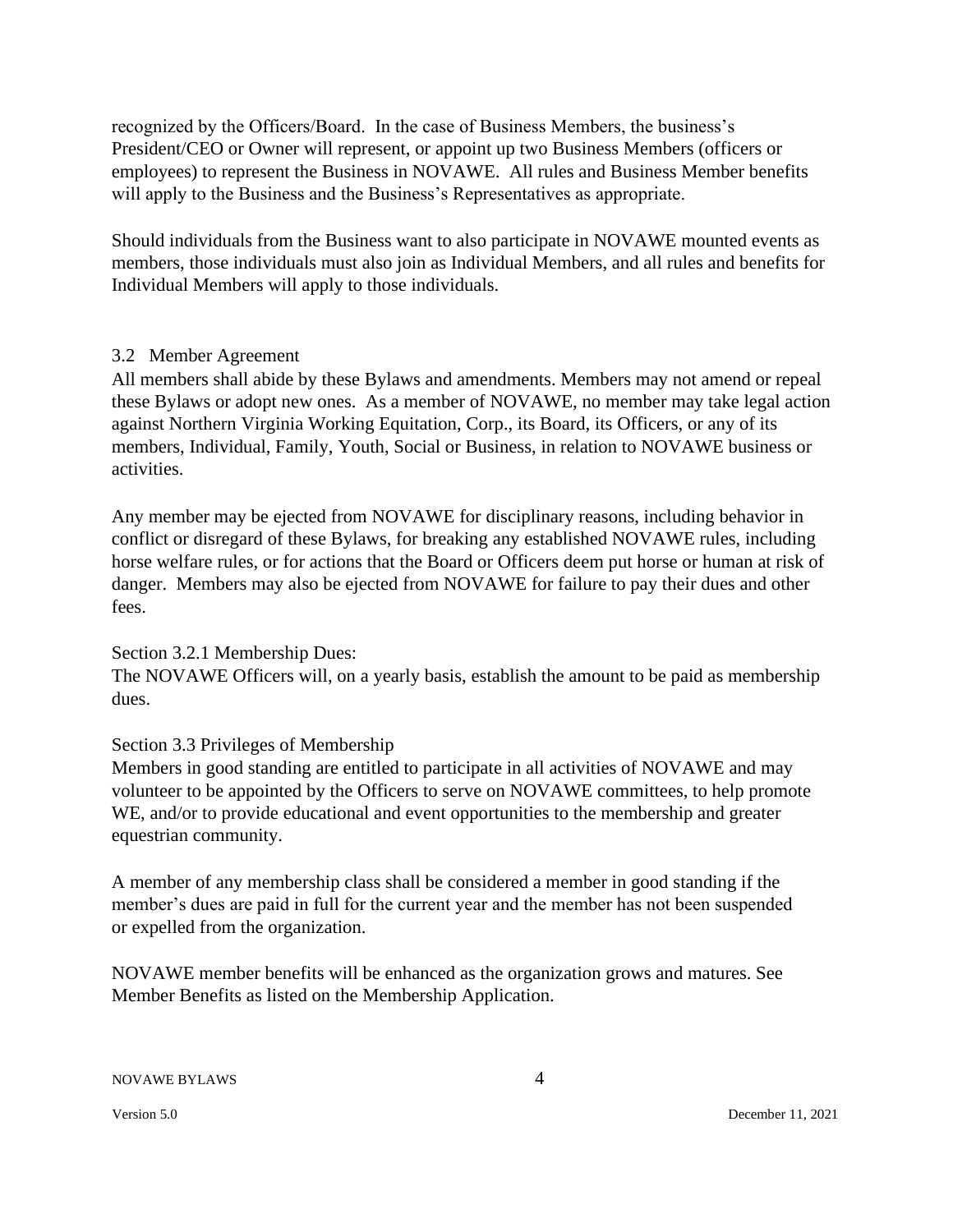recognized by the Officers/Board. In the case of Business Members, the business's President/CEO or Owner will represent, or appoint up two Business Members (officers or employees) to represent the Business in NOVAWE. All rules and Business Member benefits will apply to the Business and the Business's Representatives as appropriate.

Should individuals from the Business want to also participate in NOVAWE mounted events as members, those individuals must also join as Individual Members, and all rules and benefits for Individual Members will apply to those individuals.

### 3.2 Member Agreement

All members shall abide by these Bylaws and amendments. Members may not amend or repeal these Bylaws or adopt new ones. As a member of NOVAWE, no member may take legal action against Northern Virginia Working Equitation, Corp., its Board, its Officers, or any of its members, Individual, Family, Youth, Social or Business, in relation to NOVAWE business or activities.

Any member may be ejected from NOVAWE for disciplinary reasons, including behavior in conflict or disregard of these Bylaws, for breaking any established NOVAWE rules, including horse welfare rules, or for actions that the Board or Officers deem put horse or human at risk of danger. Members may also be ejected from NOVAWE for failure to pay their dues and other fees.

#### Section 3.2.1 Membership Dues:

The NOVAWE Officers will, on a yearly basis, establish the amount to be paid as membership dues.

### Section 3.3 Privileges of Membership

Members in good standing are entitled to participate in all activities of NOVAWE and may volunteer to be appointed by the Officers to serve on NOVAWE committees, to help promote WE, and/or to provide educational and event opportunities to the membership and greater equestrian community.

A member of any membership class shall be considered a member in good standing if the member's dues are paid in full for the current year and the member has not been suspended or expelled from the organization.

NOVAWE member benefits will be enhanced as the organization grows and matures. See Member Benefits as listed on the Membership Application.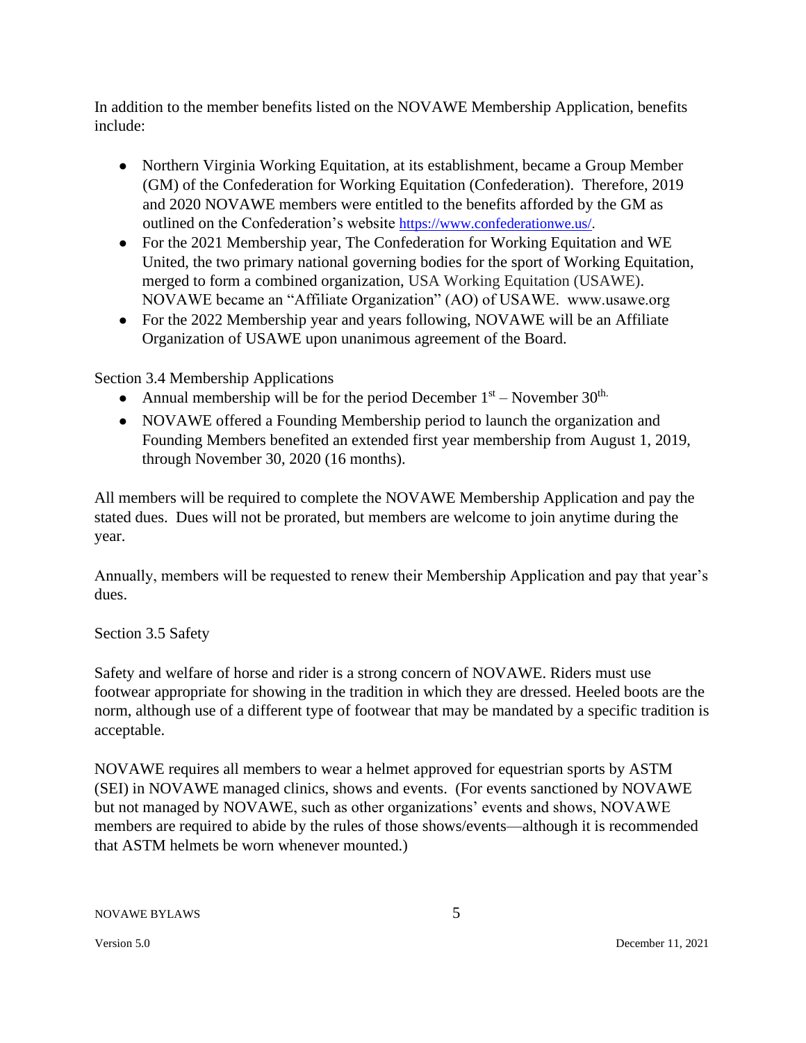In addition to the member benefits listed on the NOVAWE Membership Application, benefits include:

- Northern Virginia Working Equitation, at its establishment, became a Group Member (GM) of the Confederation for Working Equitation (Confederation). Therefore, 2019 and 2020 NOVAWE members were entitled to the benefits afforded by the GM as outlined on the Confederation's website https://www.confederationwe.us/.
- For the 2021 Membership year, The Confederation for Working Equitation and WE United, the two primary national governing bodies for the sport of Working Equitation, merged to form a combined organization, USA Working Equitation (USAWE). NOVAWE became an "Affiliate Organization" (AO) of USAWE. www.usawe.org
- For the 2022 Membership year and years following, NOVAWE will be an Affiliate Organization of USAWE upon unanimous agreement of the Board.

Section 3.4 Membership Applications

- Annual membership will be for the period December 1st – November 30th.
- NOVAWE offered a Founding Membership period to launch the organization and Founding Members benefited an extended first year membership from August 1, 2019, through November 30, 2020 (16 months).

All members will be required to complete the NOVAWE Membership Application and pay the stated dues. Dues will not be prorated, but members are welcome to join anytime during the year.

Annually, members will be requested to renew their Membership Application and pay that year's dues.

Section 3.5 Safety

Safety and welfare of horse and rider is a strong concern of NOVAWE. Riders must use footwear appropriate for showing in the tradition in which they are dressed. Heeled boots are the norm, although use of a different type of footwear that may be mandated by a specific tradition is acceptable.

NOVAWE requires all members to wear a helmet approved for equestrian sports by ASTM (SEI) in NOVAWE managed clinics, shows and events. (For events sanctioned by NOVAWE but not managed by NOVAWE, such as other organizations' events and shows, NOVAWE members are required to abide by the rules of those shows/events—although it is recommended that ASTM helmets be worn whenever mounted.)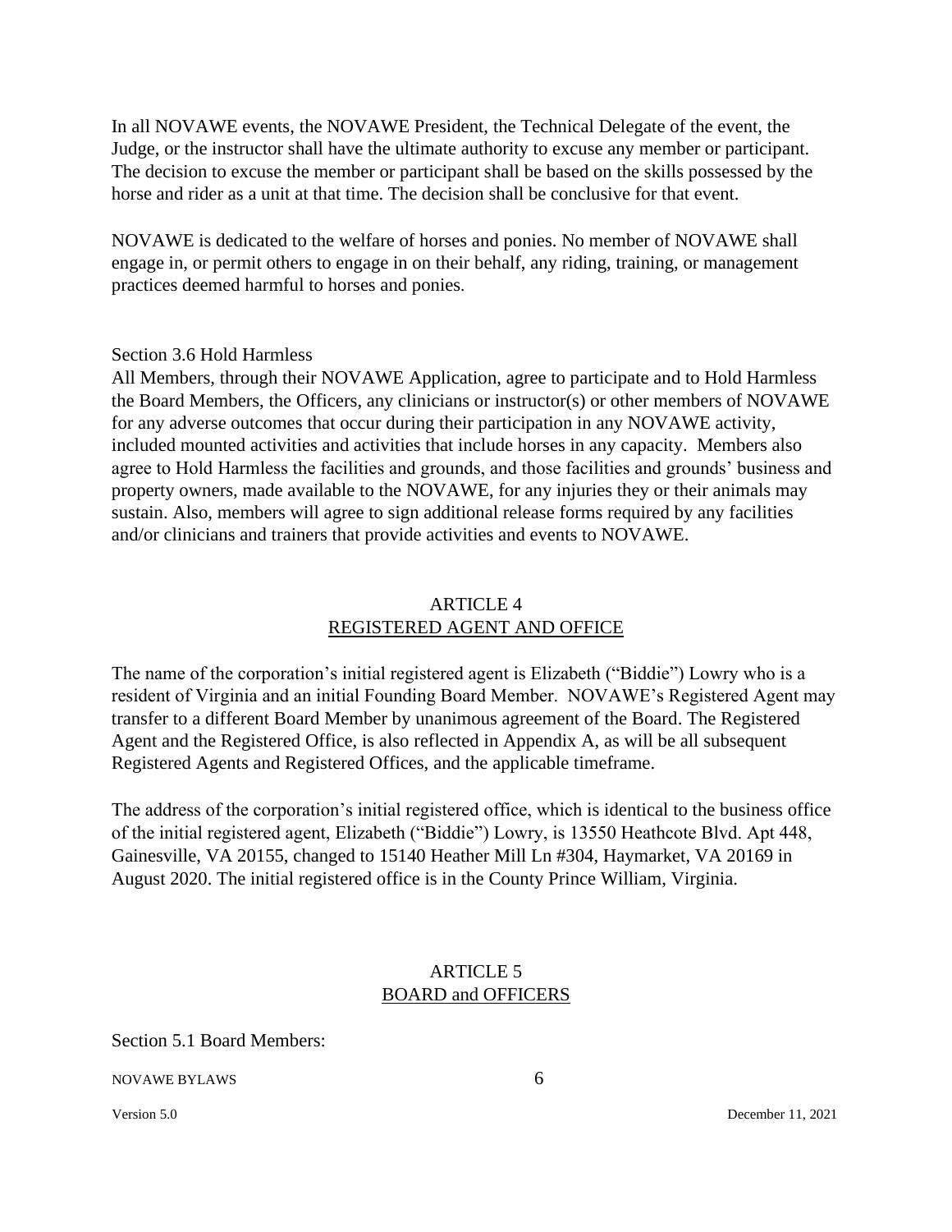In all NOVAWE events, the NOVAWE President, the Technical Delegate of the event, the Judge, or the instructor shall have the ultimate authority to excuse any member or participant. The decision to excuse the member or participant shall be based on the skills possessed by the horse and rider as a unit at that time. The decision shall be conclusive for that event.

NOVAWE is dedicated to the welfare of horses and ponies. No member of NOVAWE shall engage in, or permit others to engage in on their behalf, any riding, training, or management practices deemed harmful to horses and ponies.

Section 3.6 Hold Harmless

All Members, through their NOVAWE Application, agree to participate and to Hold Harmless the Board Members, the Officers, any clinicians or instructor(s) or other members of NOVAWE for any adverse outcomes that occur during their participation in any NOVAWE activity, included mounted activities and activities that include horses in any capacity. Members also agree to Hold Harmless the facilities and grounds, and those facilities and grounds' business and property owners, made available to the NOVAWE, for any injuries they or their animals may sustain. Also, members will agree to sign additional release forms required by any facilities and/or clinicians and trainers that provide activities and events to NOVAWE.

## ARTICLE 4
## REGISTERED AGENT AND OFFICE

The name of the corporation's initial registered agent is Elizabeth ("Biddie") Lowry who is a resident of Virginia and an initial Founding Board Member. NOVAWE's Registered Agent may transfer to a different Board Member by unanimous agreement of the Board. The Registered Agent and the Registered Office, is also reflected in Appendix A, as will be all subsequent Registered Agents and Registered Offices, and the applicable timeframe.

The address of the corporation's initial registered office, which is identical to the business office of the initial registered agent, Elizabeth ("Biddie") Lowry, is 13550 Heathcote Blvd. Apt 448, Gainesville, VA 20155, changed to 15140 Heather Mill Ln #304, Haymarket, VA 20169 in August 2020. The initial registered office is in the County Prince William, Virginia.

## ARTICLE 5
## BOARD and OFFICERS

Section 5.1 Board Members: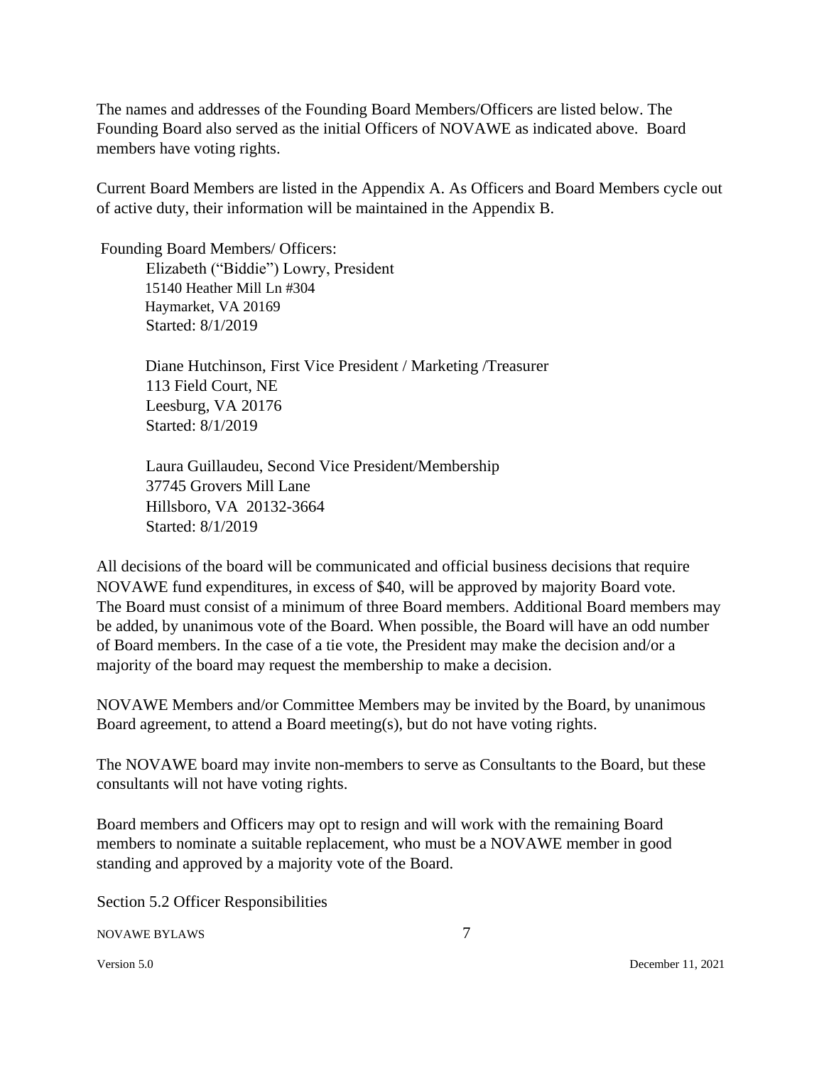The names and addresses of the Founding Board Members/Officers are listed below. The Founding Board also served as the initial Officers of NOVAWE as indicated above. Board members have voting rights.

Current Board Members are listed in the Appendix A. As Officers and Board Members cycle out of active duty, their information will be maintained in the Appendix B.

Founding Board Members/ Officers:

Elizabeth ("Biddie") Lowry, President
15140 Heather Mill Ln #304
Haymarket, VA 20169
Started: 8/1/2019

Diane Hutchinson, First Vice President / Marketing /Treasurer
113 Field Court, NE
Leesburg, VA 20176
Started: 8/1/2019

Laura Guillaudeu, Second Vice President/Membership
37745 Grovers Mill Lane
Hillsboro, VA 20132-3664
Started: 8/1/2019

All decisions of the board will be communicated and official business decisions that require NOVAWE fund expenditures, in excess of $40, will be approved by majority Board vote. The Board must consist of a minimum of three Board members. Additional Board members may be added, by unanimous vote of the Board. When possible, the Board will have an odd number of Board members. In the case of a tie vote, the President may make the decision and/or a majority of the board may request the membership to make a decision.

NOVAWE Members and/or Committee Members may be invited by the Board, by unanimous Board agreement, to attend a Board meeting(s), but do not have voting rights.

The NOVAWE board may invite non-members to serve as Consultants to the Board, but these consultants will not have voting rights.

Board members and Officers may opt to resign and will work with the remaining Board members to nominate a suitable replacement, who must be a NOVAWE member in good standing and approved by a majority vote of the Board.

Section 5.2 Officer Responsibilities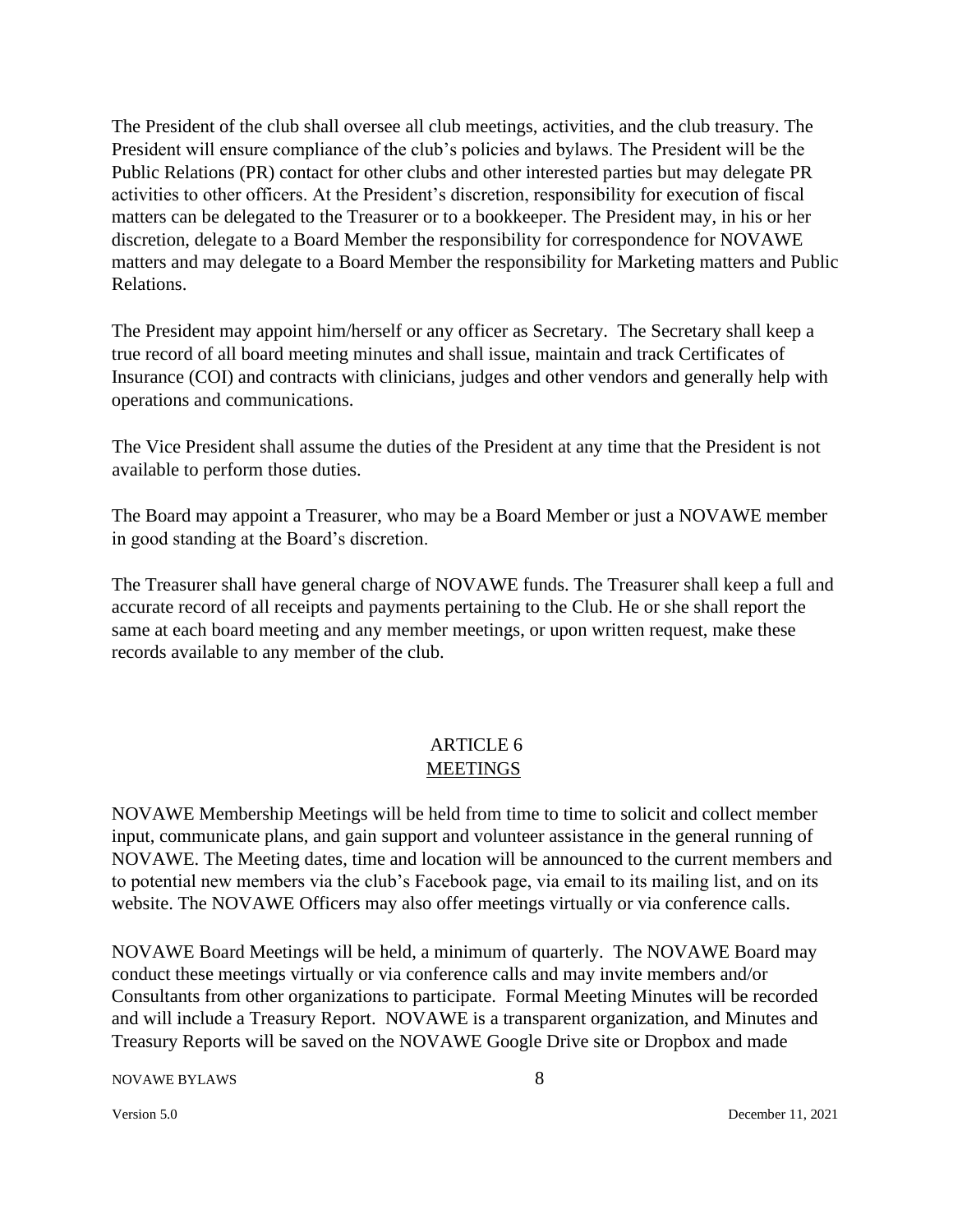The President of the club shall oversee all club meetings, activities, and the club treasury. The President will ensure compliance of the club's policies and bylaws. The President will be the Public Relations (PR) contact for other clubs and other interested parties but may delegate PR activities to other officers. At the President's discretion, responsibility for execution of fiscal matters can be delegated to the Treasurer or to a bookkeeper. The President may, in his or her discretion, delegate to a Board Member the responsibility for correspondence for NOVAWE matters and may delegate to a Board Member the responsibility for Marketing matters and Public Relations.

The President may appoint him/herself or any officer as Secretary. The Secretary shall keep a true record of all board meeting minutes and shall issue, maintain and track Certificates of Insurance (COI) and contracts with clinicians, judges and other vendors and generally help with operations and communications.

The Vice President shall assume the duties of the President at any time that the President is not available to perform those duties.

The Board may appoint a Treasurer, who may be a Board Member or just a NOVAWE member in good standing at the Board's discretion.

The Treasurer shall have general charge of NOVAWE funds. The Treasurer shall keep a full and accurate record of all receipts and payments pertaining to the Club. He or she shall report the same at each board meeting and any member meetings, or upon written request, make these records available to any member of the club.

## ARTICLE 6
## MEETINGS

NOVAWE Membership Meetings will be held from time to time to solicit and collect member input, communicate plans, and gain support and volunteer assistance in the general running of NOVAWE. The Meeting dates, time and location will be announced to the current members and to potential new members via the club's Facebook page, via email to its mailing list, and on its website. The NOVAWE Officers may also offer meetings virtually or via conference calls.

NOVAWE Board Meetings will be held, a minimum of quarterly. The NOVAWE Board may conduct these meetings virtually or via conference calls and may invite members and/or Consultants from other organizations to participate. Formal Meeting Minutes will be recorded and will include a Treasury Report. NOVAWE is a transparent organization, and Minutes and Treasury Reports will be saved on the NOVAWE Google Drive site or Dropbox and made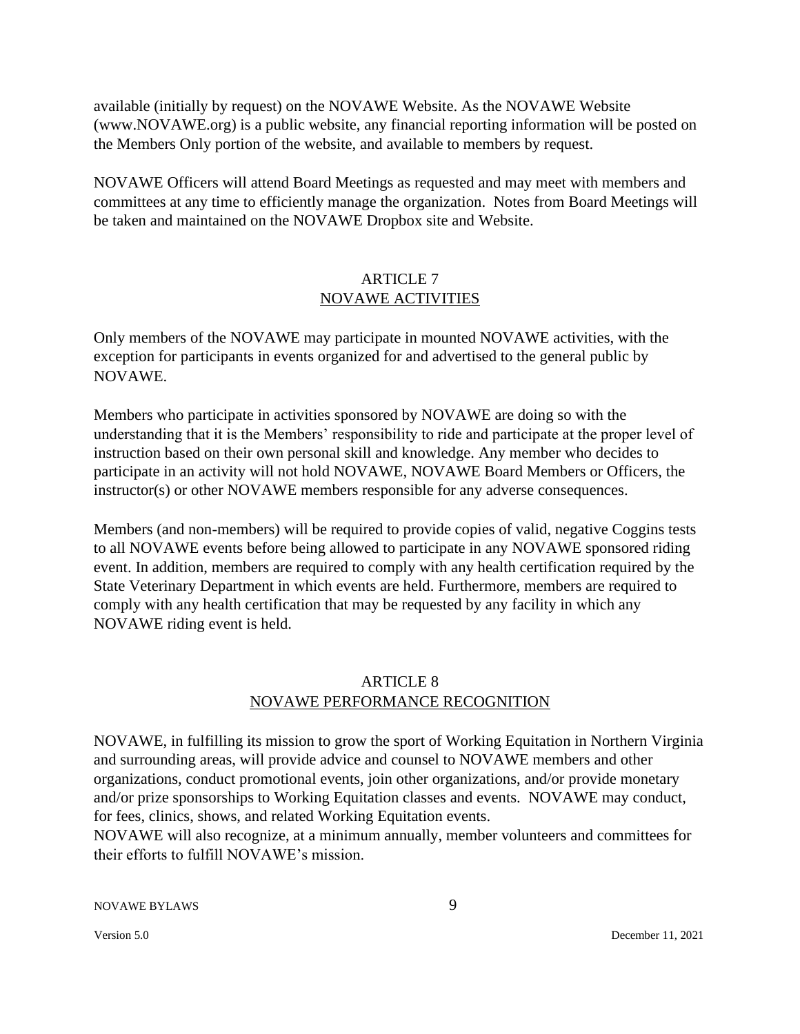available (initially by request) on the NOVAWE Website. As the NOVAWE Website (www.NOVAWE.org) is a public website, any financial reporting information will be posted on the Members Only portion of the website, and available to members by request.

NOVAWE Officers will attend Board Meetings as requested and may meet with members and committees at any time to efficiently manage the organization. Notes from Board Meetings will be taken and maintained on the NOVAWE Dropbox site and Website.

## ARTICLE 7
## NOVAWE ACTIVITIES

Only members of the NOVAWE may participate in mounted NOVAWE activities, with the exception for participants in events organized for and advertised to the general public by NOVAWE.

Members who participate in activities sponsored by NOVAWE are doing so with the understanding that it is the Members' responsibility to ride and participate at the proper level of instruction based on their own personal skill and knowledge. Any member who decides to participate in an activity will not hold NOVAWE, NOVAWE Board Members or Officers, the instructor(s) or other NOVAWE members responsible for any adverse consequences.

Members (and non-members) will be required to provide copies of valid, negative Coggins tests to all NOVAWE events before being allowed to participate in any NOVAWE sponsored riding event. In addition, members are required to comply with any health certification required by the State Veterinary Department in which events are held. Furthermore, members are required to comply with any health certification that may be requested by any facility in which any NOVAWE riding event is held.

## ARTICLE 8
## NOVAWE PERFORMANCE RECOGNITION

NOVAWE, in fulfilling its mission to grow the sport of Working Equitation in Northern Virginia and surrounding areas, will provide advice and counsel to NOVAWE members and other organizations, conduct promotional events, join other organizations, and/or provide monetary and/or prize sponsorships to Working Equitation classes and events. NOVAWE may conduct, for fees, clinics, shows, and related Working Equitation events.
NOVAWE will also recognize, at a minimum annually, member volunteers and committees for their efforts to fulfill NOVAWE's mission.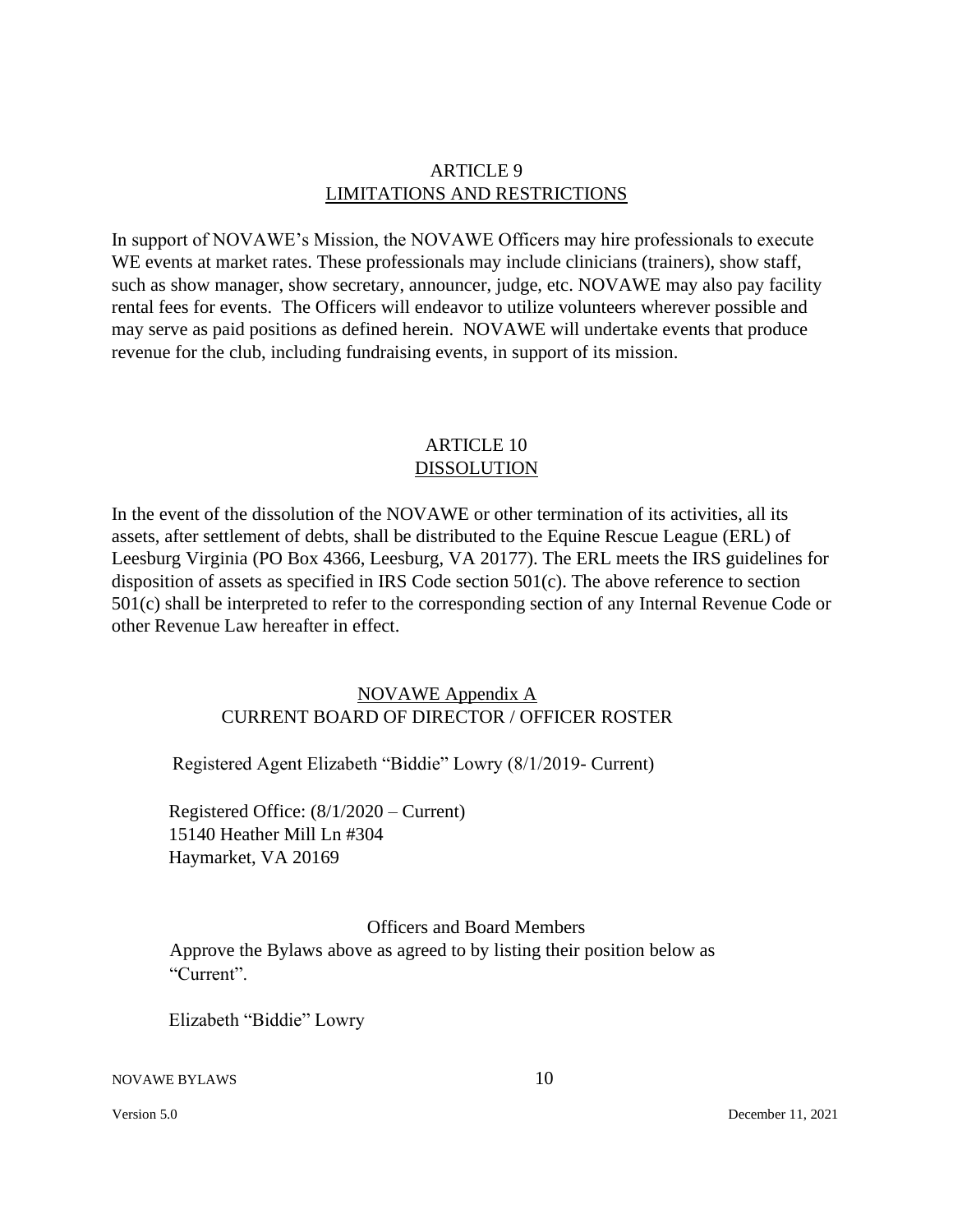## ARTICLE 9
## LIMITATIONS AND RESTRICTIONS

In support of NOVAWE's Mission, the NOVAWE Officers may hire professionals to execute WE events at market rates. These professionals may include clinicians (trainers), show staff, such as show manager, show secretary, announcer, judge, etc. NOVAWE may also pay facility rental fees for events. The Officers will endeavor to utilize volunteers wherever possible and may serve as paid positions as defined herein. NOVAWE will undertake events that produce revenue for the club, including fundraising events, in support of its mission.

## ARTICLE 10
## DISSOLUTION

In the event of the dissolution of the NOVAWE or other termination of its activities, all its assets, after settlement of debts, shall be distributed to the Equine Rescue League (ERL) of Leesburg Virginia (PO Box 4366, Leesburg, VA 20177). The ERL meets the IRS guidelines for disposition of assets as specified in IRS Code section 501(c). The above reference to section 501(c) shall be interpreted to refer to the corresponding section of any Internal Revenue Code or other Revenue Law hereafter in effect.

## NOVAWE Appendix A
## CURRENT BOARD OF DIRECTOR / OFFICER ROSTER

Registered Agent Elizabeth "Biddie" Lowry (8/1/2019- Current)

Registered Office: (8/1/2020 – Current)
15140 Heather Mill Ln #304
Haymarket, VA 20169

Officers and Board Members

Approve the Bylaws above as agreed to by listing their position below as "Current".

Elizabeth "Biddie" Lowry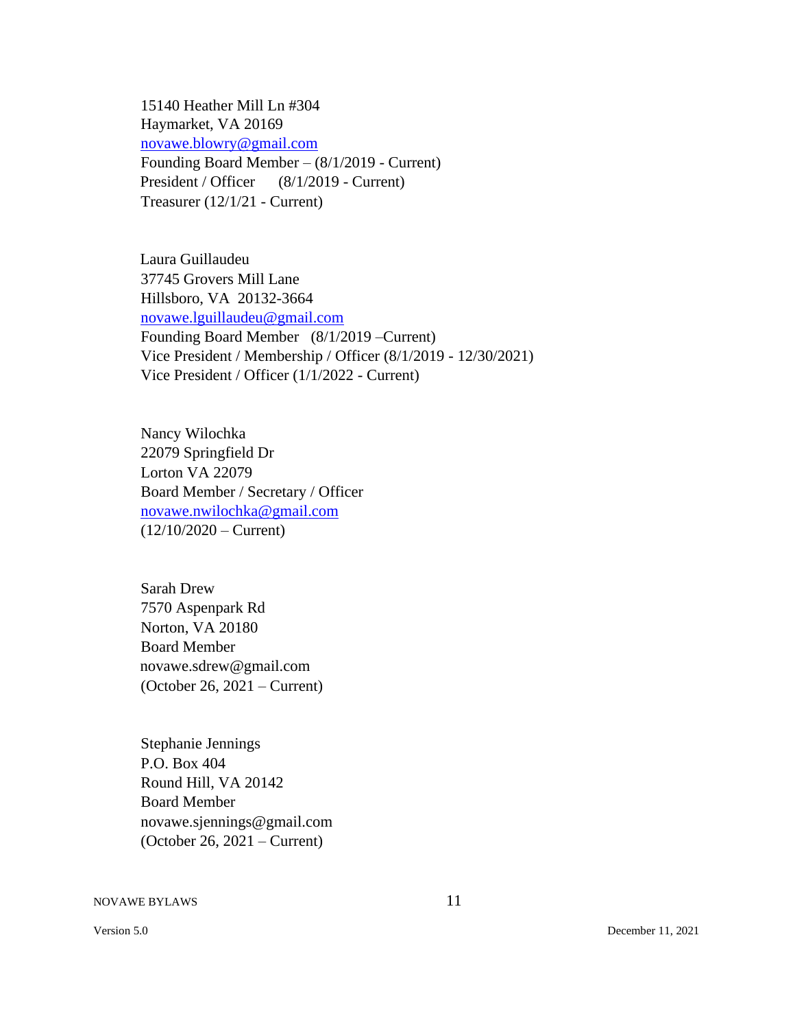15140 Heather Mill Ln #304
Haymarket, VA 20169
novawe.blowry@gmail.com
Founding Board Member – (8/1/2019 - Current)
President / Officer (8/1/2019 - Current)
Treasurer (12/1/21 - Current)

Laura Guillaudeu
37745 Grovers Mill Lane
Hillsboro, VA 20132-3664
novawe.lguillaudeu@gmail.com
Founding Board Member (8/1/2019 –Current)
Vice President / Membership / Officer (8/1/2019 - 12/30/2021)
Vice President / Officer (1/1/2022 - Current)

Nancy Wilochka
22079 Springfield Dr
Lorton VA 22079
Board Member / Secretary / Officer
novawe.nwilochka@gmail.com
(12/10/2020 – Current)

Sarah Drew
7570 Aspenpark Rd
Norton, VA 20180
Board Member
novawe.sdrew@gmail.com
(October 26, 2021 – Current)

Stephanie Jennings
P.O. Box 404
Round Hill, VA 20142
Board Member
novawe.sjennings@gmail.com
(October 26, 2021 – Current)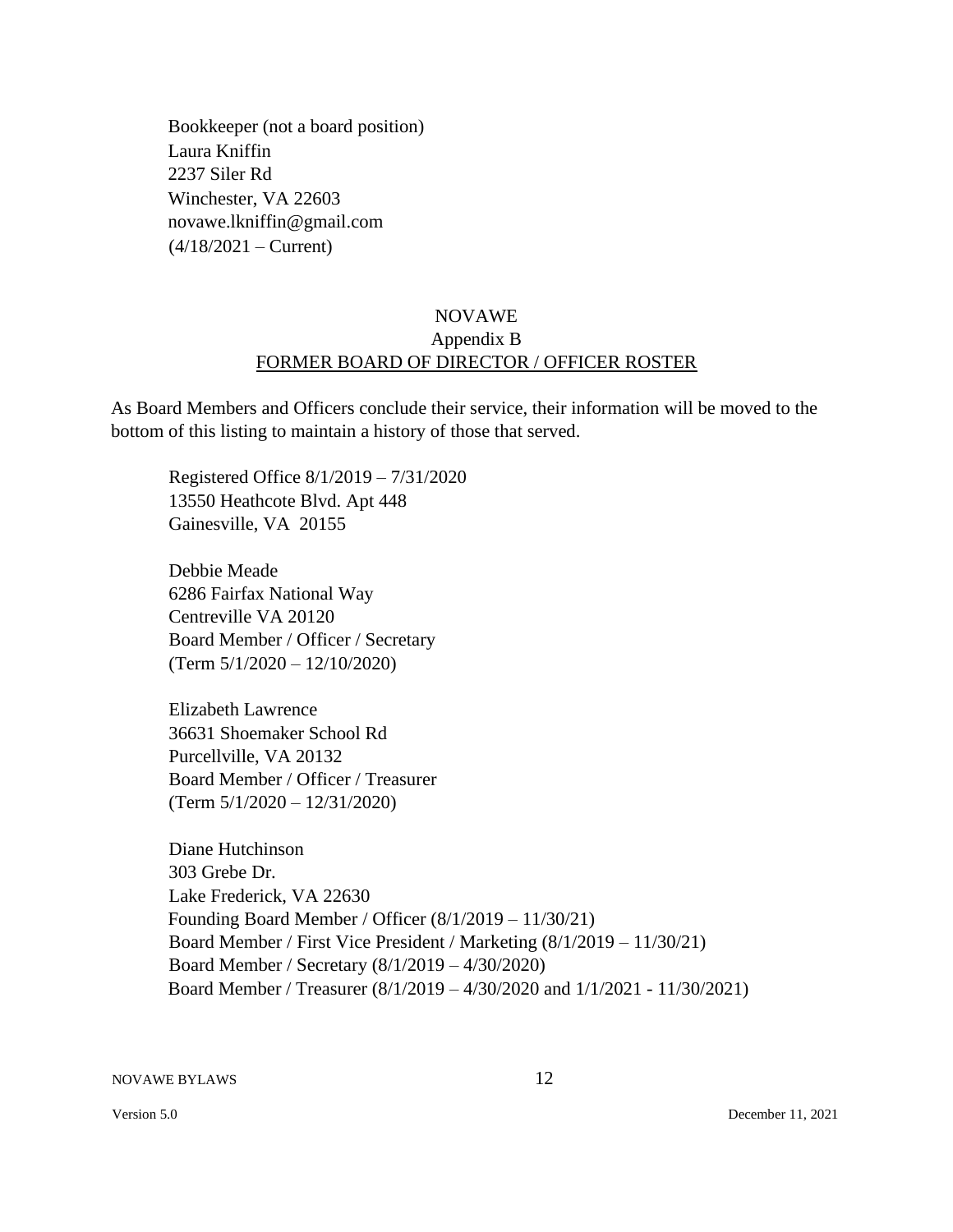Bookkeeper (not a board position)
Laura Kniffin
2237 Siler Rd
Winchester, VA 22603
novawe.lkniffin@gmail.com
(4/18/2021 – Current)

NOVAWE
Appendix B
FORMER BOARD OF DIRECTOR / OFFICER ROSTER

As Board Members and Officers conclude their service, their information will be moved to the bottom of this listing to maintain a history of those that served.

Registered Office 8/1/2019 – 7/31/2020
13550 Heathcote Blvd. Apt 448
Gainesville, VA 20155

Debbie Meade
6286 Fairfax National Way
Centreville VA 20120
Board Member / Officer / Secretary
(Term 5/1/2020 – 12/10/2020)

Elizabeth Lawrence
36631 Shoemaker School Rd
Purcellville, VA 20132
Board Member / Officer / Treasurer
(Term 5/1/2020 – 12/31/2020)

Diane Hutchinson
303 Grebe Dr.
Lake Frederick, VA 22630
Founding Board Member / Officer (8/1/2019 – 11/30/21)
Board Member / First Vice President / Marketing (8/1/2019 – 11/30/21)
Board Member / Secretary (8/1/2019 – 4/30/2020)
Board Member / Treasurer (8/1/2019 – 4/30/2020 and 1/1/2021 - 11/30/2021)